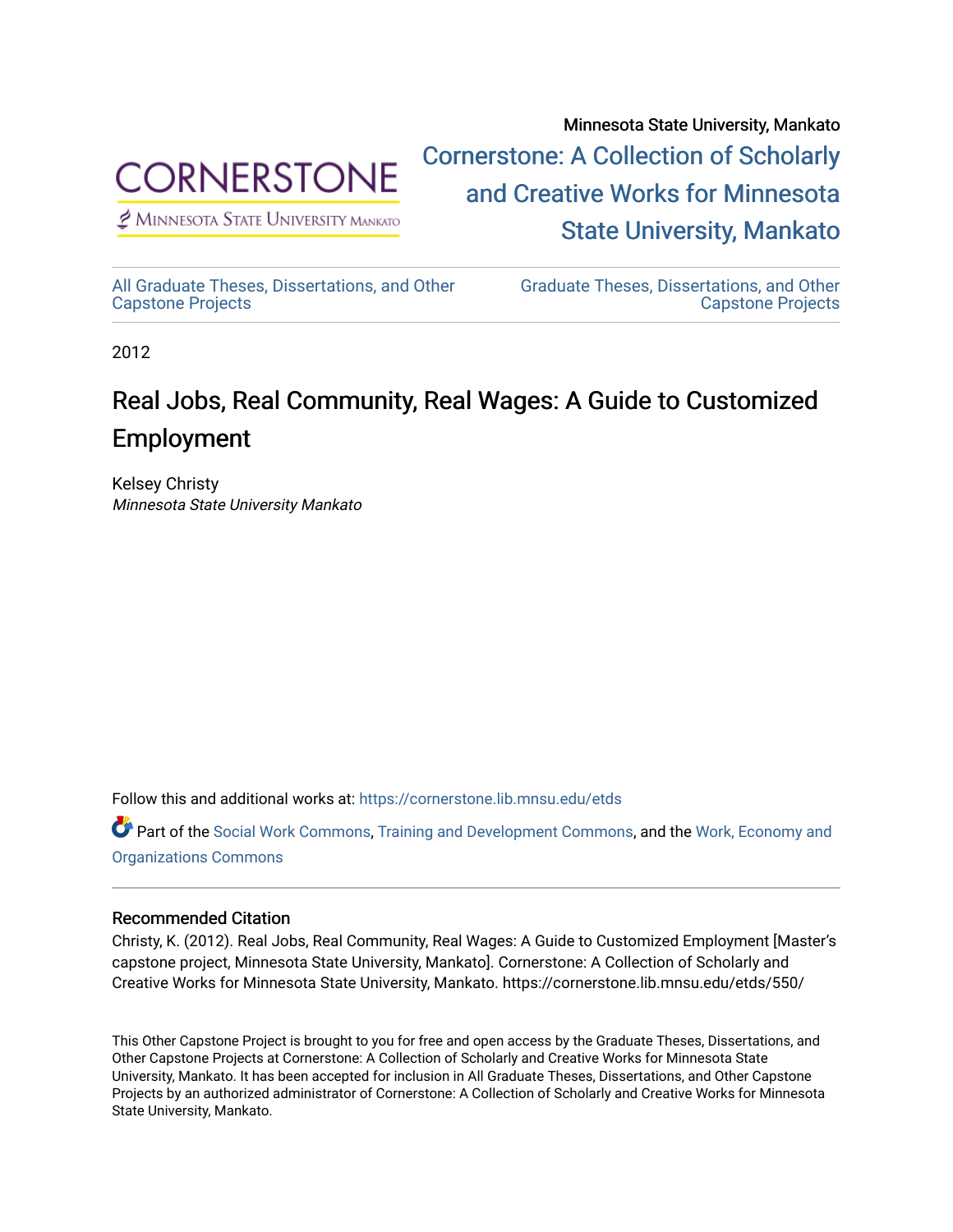Minnesota State University, Mankato

Cornerstone: A Collection of Scholarly and Creative Works for Minnesota State University, Mankato

All Graduate Theses, Dissertations, and Other Capstone Projects

Graduate Theses, Dissertations, and Other Capstone Projects

2012

# Real Jobs, Real Community, Real Wages: A Guide to Customized Employment

Kelsey Christy
*Minnesota State University Mankato*

Follow this and additional works at: https://cornerstone.lib.mnsu.edu/etds

Part of the Social Work Commons, Training and Development Commons, and the Work, Economy and Organizations Commons

## Recommended Citation

Christy, K. (2012). Real Jobs, Real Community, Real Wages: A Guide to Customized Employment [Master's capstone project, Minnesota State University, Mankato]. Cornerstone: A Collection of Scholarly and Creative Works for Minnesota State University, Mankato. https://cornerstone.lib.mnsu.edu/etds/550/

This Other Capstone Project is brought to you for free and open access by the Graduate Theses, Dissertations, and Other Capstone Projects at Cornerstone: A Collection of Scholarly and Creative Works for Minnesota State University, Mankato. It has been accepted for inclusion in All Graduate Theses, Dissertations, and Other Capstone Projects by an authorized administrator of Cornerstone: A Collection of Scholarly and Creative Works for Minnesota State University, Mankato.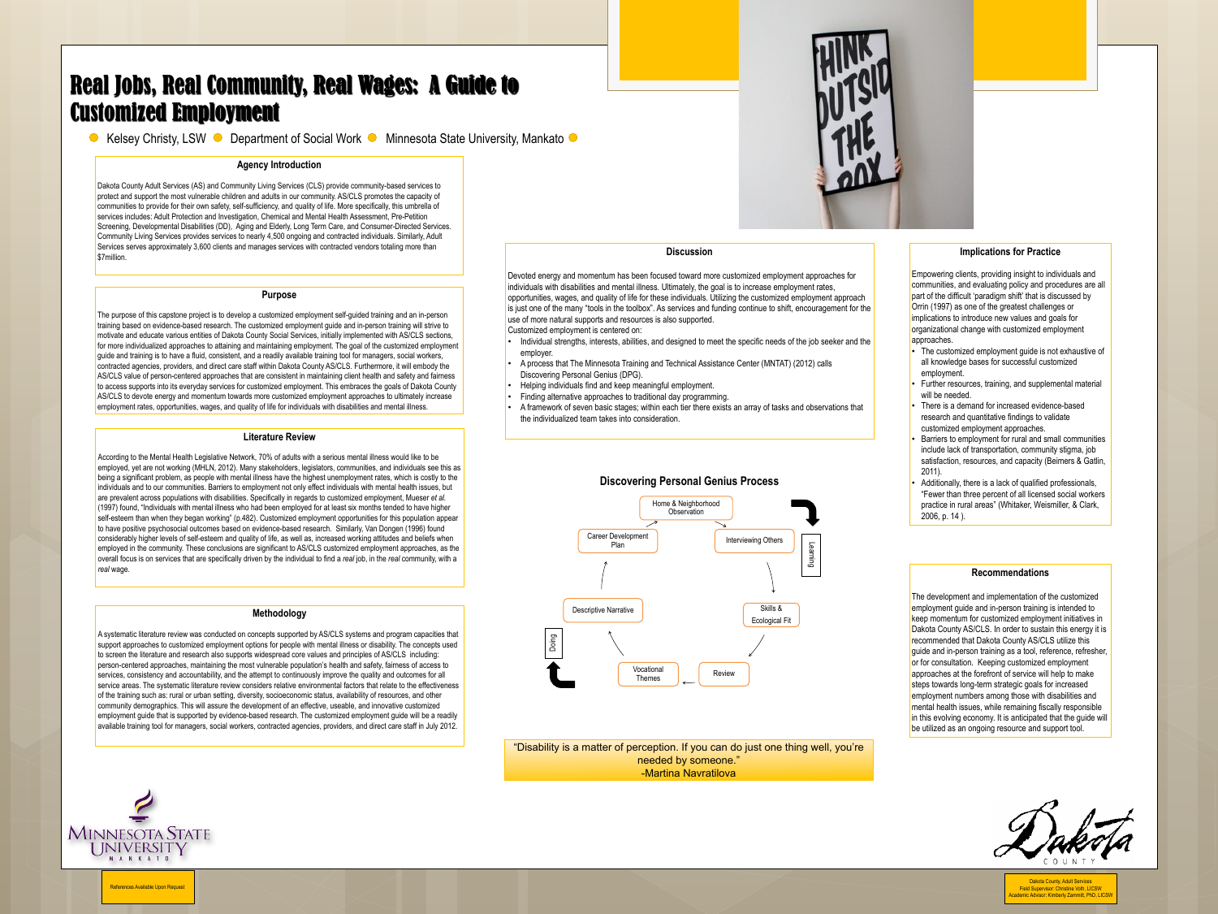# Real Jobs, Real Community, Real Wages: A Guide to Customized Employment

Kelsey Christy, LSW ● Department of Social Work ● Minnesota State University, Mankato

## Agency Introduction

Dakota County Adult Services (AS) and Community Living Services (CLS) provide community-based services to protect and support the most vulnerable children and adults in our community. AS/CLS promotes the capacity of communities to provide for their own safety, self-sufficiency, and quality of life. More specifically, this umbrella of services includes: Adult Protection and Investigation, Chemical and Mental Health Assessment, Pre-Petition Screening, Developmental Disabilities (DD), Aging and Elderly, Long Term Care, and Consumer-Directed Services. Community Living Services provides services to nearly 4,500 ongoing and contracted individuals. Similarly, Adult Services serves approximately 3,600 clients and manages services with contracted vendors totaling more than $7million.

## Purpose

The purpose of this capstone project is to develop a customized employment self-guided training and an in-person training based on evidence-based research. The customized employment guide and in-person training will strive to motivate and educate various entities of Dakota County Social Services, initially implemented with AS/CLS sections, for more individualized approaches to attaining and maintaining employment. The goal of the customized employment guide and training is to have a fluid, consistent, and a readily available training tool for managers, social workers, contracted agencies, providers, and direct care staff within Dakota County AS/CLS. Furthermore, it will embody the AS/CLS value of person-centered approaches that are consistent in maintaining client health and safety and fairness to access supports into its everyday services for customized employment. This embraces the goals of Dakota County AS/CLS to devote energy and momentum towards more customized employment approaches to ultimately increase employment rates, opportunities, wages, and quality of life for individuals with disabilities and mental illness.

## Literature Review

According to the Mental Health Legislative Network, 70% of adults with a serious mental illness would like to be employed, yet are not working (MHLN, 2012). Many stakeholders, legislators, communities, and individuals see this as being a significant problem, as people with mental illness have the highest unemployment rates, which is costly to the individuals and to our communities. Barriers to employment not only effect individuals with mental health issues, but are prevalent across populations with disabilities. Specifically in regards to customized employment, Mueser *et al.* (1997) found, "Individuals with mental illness who had been employed for at least six months tended to have higher self-esteem than when they began working" (p.482). Customized employment opportunities for this population appear to have positive psychosocial outcomes based on evidence-based research. Similarly, Van Dongen (1996) found considerably higher levels of self-esteem and quality of life, as well as, increased working attitudes and beliefs when employed in the community. These conclusions are significant to AS/CLS customized employment approaches, as the overall focus is on services that are specifically driven by the individual to find a *real* job, in the *real* community, with a *real* wage.

## Methodology

A systematic literature review was conducted on concepts supported by AS/CLS systems and program capacities that support approaches to customized employment options for people with mental illness or disability. The concepts used to screen the literature and research also supports widespread core values and principles of AS/CLS including: person-centered approaches, maintaining the most vulnerable population's health and safety, fairness of access to services, consistency and accountability, and the attempt to continuously improve the quality and outcomes for all service areas. The systematic literature review considers relative environmental factors that relate to the training such as: rural or urban setting, diversity, socioeconomic status, availability of resources, and other community demographics. This will assure the development of an effective, useable, and innovative customized employment guide that is supported by evidence-based research. The customized employment guide will be a readily available training tool for managers, social workers, contracted agencies, providers, and direct care staff in July 2012.

## Discussion

Devoted energy and momentum has been focused toward more customized employment approaches for individuals with disabilities and mental illness. Ultimately, the goal is to increase employment rates, opportunities, wages, and quality of life for these individuals. Utilizing the customized employment approach is just one of the many "tools in the toolbox". As services and funding continue to shift, encouragement for the use of more natural supports and resources is also supported.

Customized employment is centered on:

- Individual strengths, interests, abilities, and designed to meet the specific needs of the job seeker and the employer.
- A process that The Minnesota Training and Technical Assistance Center (MNTAT) (2012) calls Discovering Personal Genius (DPG).
- Helping individuals find and keep meaningful employment.
- Finding alternative approaches to traditional day programming.
- A framework of seven basic stages; within each tier there exists an array of tasks and observations that the individualized team takes into consideration.

### Discovering Personal Genius Process

Home & Neighborhood Observation
Interviewing Others
Learning
Skills & Ecological Fit
Review
Vocational Themes
Doing
Descriptive Narrative
Career Development Plan

"Disability is a matter of perception. If you can do just one thing well, you're needed by someone."
-Martina Navratilova

## Implications for Practice

Empowering clients, providing insight to individuals and communities, and evaluating policy and procedures are all part of the difficult 'paradigm shift' that is discussed by Orrin (1997) as one of the greatest challenges or implications to introduce new values and goals for organizational change with customized employment approaches.

- The customized employment guide is not exhaustive of all knowledge bases for successful customized employment.
- Further resources, training, and supplemental material will be needed.
- There is a demand for increased evidence-based research and quantitative findings to validate customized employment approaches.
- Barriers to employment for rural and small communities include lack of transportation, community stigma, job satisfaction, resources, and capacity (Beimers & Gatlin, 2011).
- Additionally, there is a lack of qualified professionals, "Fewer than three percent of all licensed social workers practice in rural areas" (Whitaker, Weismiller, & Clark, 2006, p. 14 ).

## Recommendations

The development and implementation of the customized employment guide and in-person training is intended to keep momentum for customized employment initiatives in Dakota County AS/CLS. In order to sustain this energy it is recommended that Dakota County AS/CLS utilize this guide and in-person training as a tool, reference, refresher, or for consultation. Keeping customized employment approaches at the forefront of service will help to make steps towards long-term strategic goals for increased employment numbers among those with disabilities and mental health issues, while remaining fiscally responsible in this evolving economy. It is anticipated that the guide will be utilized as an ongoing resource and support tool.

References Available Upon Request

Dakota County, Adult Services
Field Supervisor: Christine Voth, LICSW
Academic Advisor: Kimberly Zammitt, PhD, LICSW